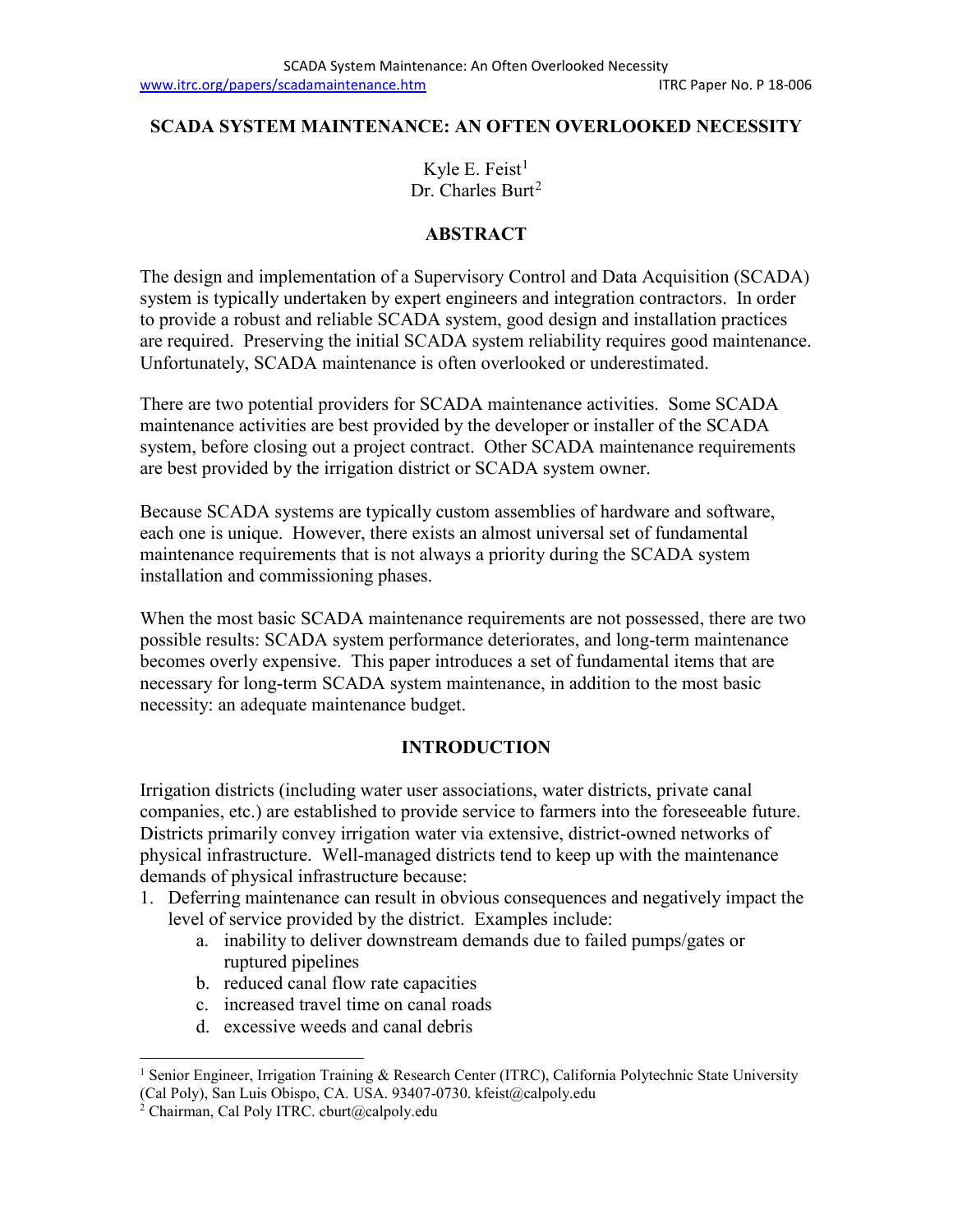# SCADA SYSTEM MAINTENANCE: AN OFTEN OVERLOOKED NECESSITY

Kyle E. Feist[1]
Dr. Charles Burt[2]

## ABSTRACT

The design and implementation of a Supervisory Control and Data Acquisition (SCADA) system is typically undertaken by expert engineers and integration contractors. In order to provide a robust and reliable SCADA system, good design and installation practices are required. Preserving the initial SCADA system reliability requires good maintenance. Unfortunately, SCADA maintenance is often overlooked or underestimated.

There are two potential providers for SCADA maintenance activities. Some SCADA maintenance activities are best provided by the developer or installer of the SCADA system, before closing out a project contract. Other SCADA maintenance requirements are best provided by the irrigation district or SCADA system owner.

Because SCADA systems are typically custom assemblies of hardware and software, each one is unique. However, there exists an almost universal set of fundamental maintenance requirements that is not always a priority during the SCADA system installation and commissioning phases.

When the most basic SCADA maintenance requirements are not possessed, there are two possible results: SCADA system performance deteriorates, and long-term maintenance becomes overly expensive. This paper introduces a set of fundamental items that are necessary for long-term SCADA system maintenance, in addition to the most basic necessity: an adequate maintenance budget.

## INTRODUCTION

Irrigation districts (including water user associations, water districts, private canal companies, etc.) are established to provide service to farmers into the foreseeable future. Districts primarily convey irrigation water via extensive, district-owned networks of physical infrastructure. Well-managed districts tend to keep up with the maintenance demands of physical infrastructure because:

1. Deferring maintenance can result in obvious consequences and negatively impact the level of service provided by the district. Examples include:
   a. inability to deliver downstream demands due to failed pumps/gates or ruptured pipelines
   b. reduced canal flow rate capacities
   c. increased travel time on canal roads
   d. excessive weeds and canal debris

---

[1] Senior Engineer, Irrigation Training & Research Center (ITRC), California Polytechnic State University (Cal Poly), San Luis Obispo, CA. USA. 93407-0730. kfeist@calpoly.edu

[2] Chairman, Cal Poly ITRC. cburt@calpoly.edu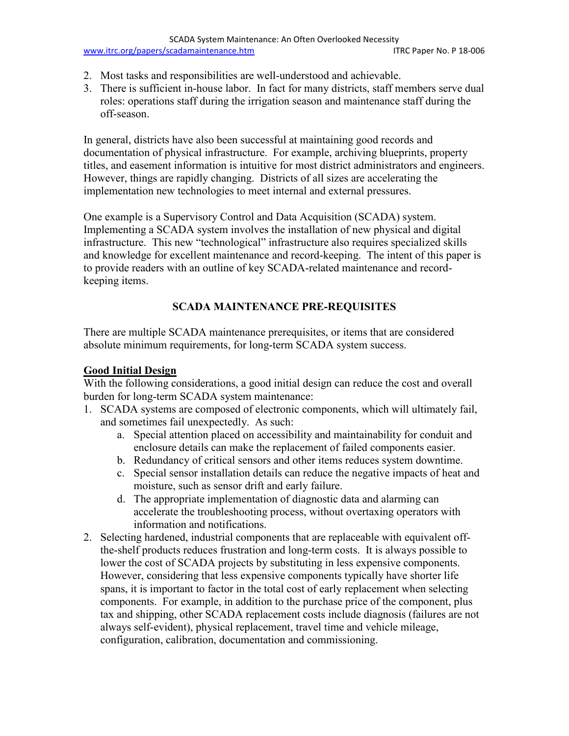2. Most tasks and responsibilities are well-understood and achievable.
3. There is sufficient in-house labor. In fact for many districts, staff members serve dual roles: operations staff during the irrigation season and maintenance staff during the off-season.

In general, districts have also been successful at maintaining good records and documentation of physical infrastructure. For example, archiving blueprints, property titles, and easement information is intuitive for most district administrators and engineers. However, things are rapidly changing. Districts of all sizes are accelerating the implementation new technologies to meet internal and external pressures.

One example is a Supervisory Control and Data Acquisition (SCADA) system. Implementing a SCADA system involves the installation of new physical and digital infrastructure. This new "technological" infrastructure also requires specialized skills and knowledge for excellent maintenance and record-keeping. The intent of this paper is to provide readers with an outline of key SCADA-related maintenance and record-keeping items.

## SCADA MAINTENANCE PRE-REQUISITES

There are multiple SCADA maintenance prerequisites, or items that are considered absolute minimum requirements, for long-term SCADA system success.

### Good Initial Design

With the following considerations, a good initial design can reduce the cost and overall burden for long-term SCADA system maintenance:

1. SCADA systems are composed of electronic components, which will ultimately fail, and sometimes fail unexpectedly. As such:
   a. Special attention placed on accessibility and maintainability for conduit and enclosure details can make the replacement of failed components easier.
   b. Redundancy of critical sensors and other items reduces system downtime.
   c. Special sensor installation details can reduce the negative impacts of heat and moisture, such as sensor drift and early failure.
   d. The appropriate implementation of diagnostic data and alarming can accelerate the troubleshooting process, without overtaxing operators with information and notifications.
2. Selecting hardened, industrial components that are replaceable with equivalent off-the-shelf products reduces frustration and long-term costs. It is always possible to lower the cost of SCADA projects by substituting in less expensive components. However, considering that less expensive components typically have shorter life spans, it is important to factor in the total cost of early replacement when selecting components. For example, in addition to the purchase price of the component, plus tax and shipping, other SCADA replacement costs include diagnosis (failures are not always self-evident), physical replacement, travel time and vehicle mileage, configuration, calibration, documentation and commissioning.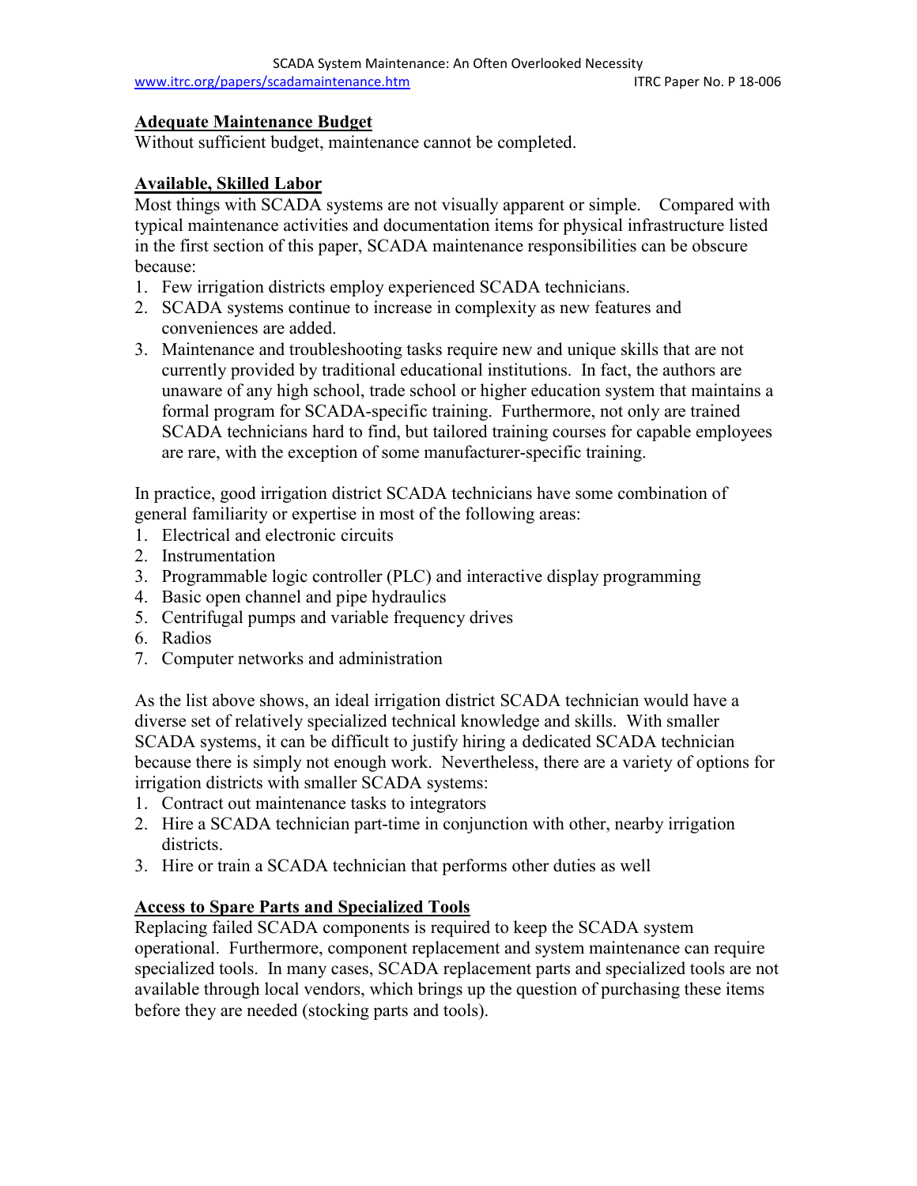## Adequate Maintenance Budget

Without sufficient budget, maintenance cannot be completed.

## Available, Skilled Labor

Most things with SCADA systems are not visually apparent or simple. Compared with typical maintenance activities and documentation items for physical infrastructure listed in the first section of this paper, SCADA maintenance responsibilities can be obscure because:

1. Few irrigation districts employ experienced SCADA technicians.
2. SCADA systems continue to increase in complexity as new features and conveniences are added.
3. Maintenance and troubleshooting tasks require new and unique skills that are not currently provided by traditional educational institutions. In fact, the authors are unaware of any high school, trade school or higher education system that maintains a formal program for SCADA-specific training. Furthermore, not only are trained SCADA technicians hard to find, but tailored training courses for capable employees are rare, with the exception of some manufacturer-specific training.

In practice, good irrigation district SCADA technicians have some combination of general familiarity or expertise in most of the following areas:

1. Electrical and electronic circuits
2. Instrumentation
3. Programmable logic controller (PLC) and interactive display programming
4. Basic open channel and pipe hydraulics
5. Centrifugal pumps and variable frequency drives
6. Radios
7. Computer networks and administration

As the list above shows, an ideal irrigation district SCADA technician would have a diverse set of relatively specialized technical knowledge and skills. With smaller SCADA systems, it can be difficult to justify hiring a dedicated SCADA technician because there is simply not enough work. Nevertheless, there are a variety of options for irrigation districts with smaller SCADA systems:

1. Contract out maintenance tasks to integrators
2. Hire a SCADA technician part-time in conjunction with other, nearby irrigation districts.
3. Hire or train a SCADA technician that performs other duties as well

## Access to Spare Parts and Specialized Tools

Replacing failed SCADA components is required to keep the SCADA system operational. Furthermore, component replacement and system maintenance can require specialized tools. In many cases, SCADA replacement parts and specialized tools are not available through local vendors, which brings up the question of purchasing these items before they are needed (stocking parts and tools).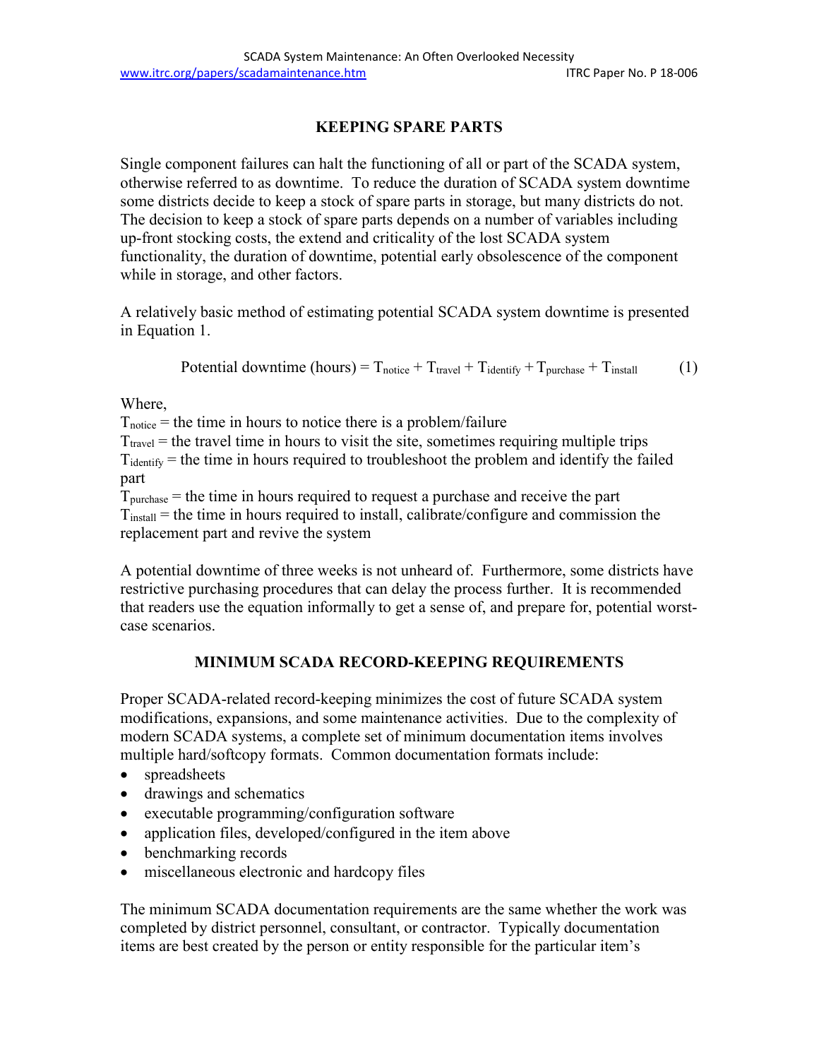## KEEPING SPARE PARTS

Single component failures can halt the functioning of all or part of the SCADA system, otherwise referred to as downtime. To reduce the duration of SCADA system downtime some districts decide to keep a stock of spare parts in storage, but many districts do not. The decision to keep a stock of spare parts depends on a number of variables including up-front stocking costs, the extend and criticality of the lost SCADA system functionality, the duration of downtime, potential early obsolescence of the component while in storage, and other factors.

A relatively basic method of estimating potential SCADA system downtime is presented in Equation 1.

$$\text{Potential downtime (hours)} = T_{notice} + T_{travel} + T_{identify} + T_{purchase} + T_{install} \qquad (1)$$

Where,

$T_{notice}$ = the time in hours to notice there is a problem/failure

$T_{travel}$ = the travel time in hours to visit the site, sometimes requiring multiple trips

$T_{identify}$ = the time in hours required to troubleshoot the problem and identify the failed part

$T_{purchase}$ = the time in hours required to request a purchase and receive the part

$T_{install}$ = the time in hours required to install, calibrate/configure and commission the replacement part and revive the system

A potential downtime of three weeks is not unheard of. Furthermore, some districts have restrictive purchasing procedures that can delay the process further. It is recommended that readers use the equation informally to get a sense of, and prepare for, potential worst-case scenarios.

## MINIMUM SCADA RECORD-KEEPING REQUIREMENTS

Proper SCADA-related record-keeping minimizes the cost of future SCADA system modifications, expansions, and some maintenance activities. Due to the complexity of modern SCADA systems, a complete set of minimum documentation items involves multiple hard/softcopy formats. Common documentation formats include:

- spreadsheets
- drawings and schematics
- executable programming/configuration software
- application files, developed/configured in the item above
- benchmarking records
- miscellaneous electronic and hardcopy files

The minimum SCADA documentation requirements are the same whether the work was completed by district personnel, consultant, or contractor. Typically documentation items are best created by the person or entity responsible for the particular item's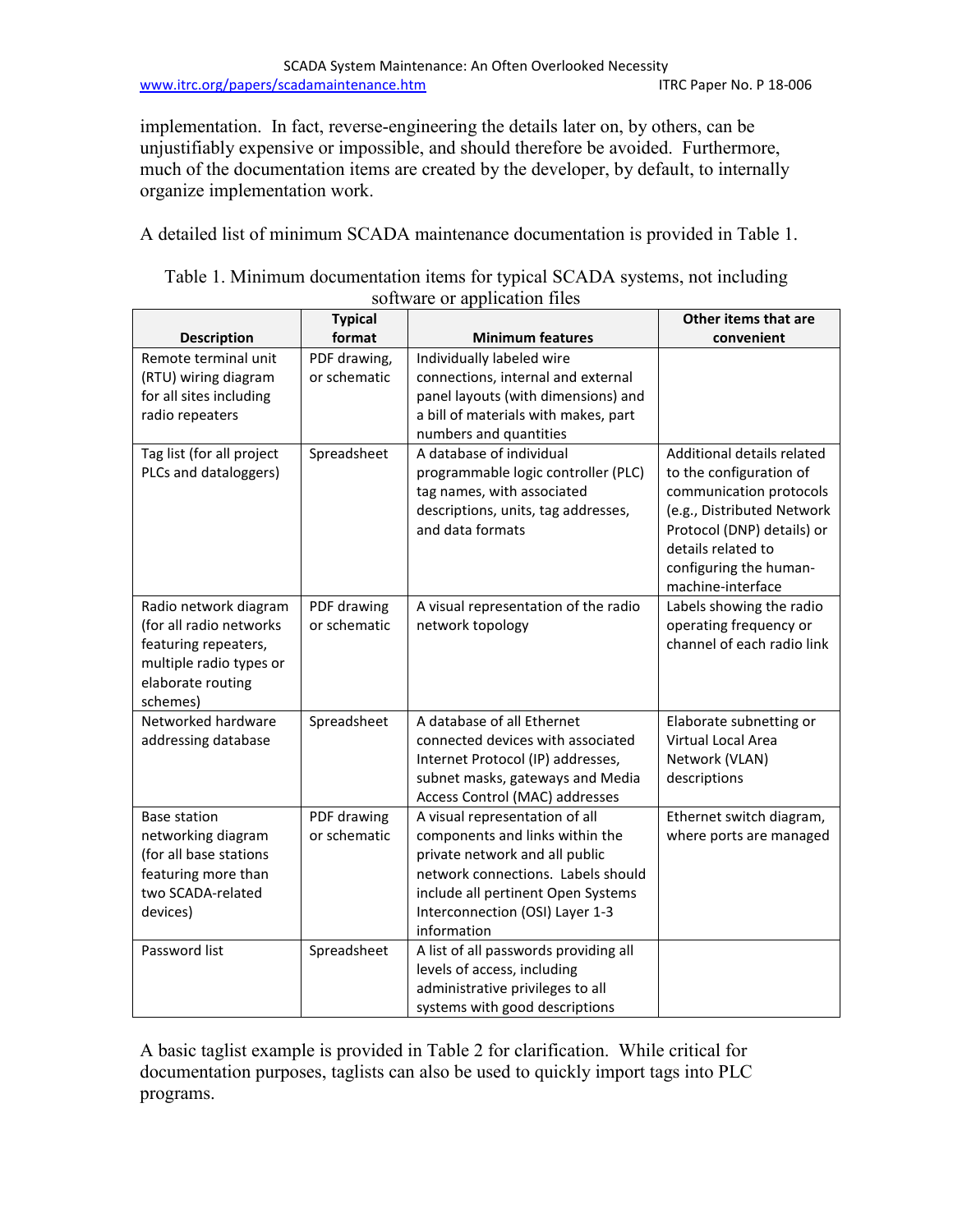implementation. In fact, reverse-engineering the details later on, by others, can be unjustifiably expensive or impossible, and should therefore be avoided. Furthermore, much of the documentation items are created by the developer, by default, to internally organize implementation work.

A detailed list of minimum SCADA maintenance documentation is provided in Table 1.

Table 1. Minimum documentation items for typical SCADA systems, not including software or application files

| Description | Typical format | Minimum features | Other items that are convenient |
|---|---|---|---|
| Remote terminal unit (RTU) wiring diagram for all sites including radio repeaters | PDF drawing, or schematic | Individually labeled wire connections, internal and external panel layouts (with dimensions) and a bill of materials with makes, part numbers and quantities | |
| Tag list (for all project PLCs and dataloggers) | Spreadsheet | A database of individual programmable logic controller (PLC) tag names, with associated descriptions, units, tag addresses, and data formats | Additional details related to the configuration of communication protocols (e.g., Distributed Network Protocol (DNP) details) or details related to configuring the human-machine-interface |
| Radio network diagram (for all radio networks featuring repeaters, multiple radio types or elaborate routing schemes) | PDF drawing or schematic | A visual representation of the radio network topology | Labels showing the radio operating frequency or channel of each radio link |
| Networked hardware addressing database | Spreadsheet | A database of all Ethernet connected devices with associated Internet Protocol (IP) addresses, subnet masks, gateways and Media Access Control (MAC) addresses | Elaborate subnetting or Virtual Local Area Network (VLAN) descriptions |
| Base station networking diagram (for all base stations featuring more than two SCADA-related devices) | PDF drawing or schematic | A visual representation of all components and links within the private network and all public network connections. Labels should include all pertinent Open Systems Interconnection (OSI) Layer 1-3 information | Ethernet switch diagram, where ports are managed |
| Password list | Spreadsheet | A list of all passwords providing all levels of access, including administrative privileges to all systems with good descriptions | |

A basic taglist example is provided in Table 2 for clarification. While critical for documentation purposes, taglists can also be used to quickly import tags into PLC programs.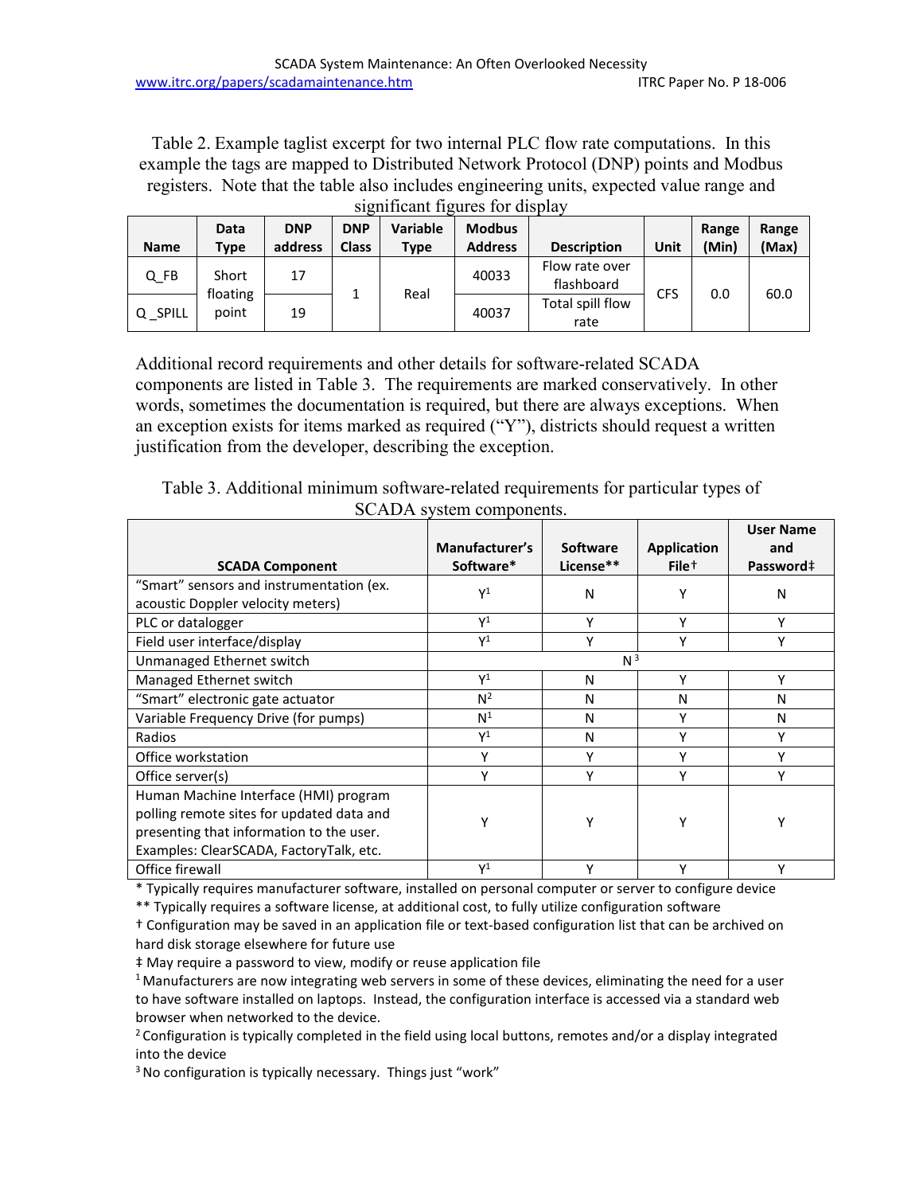Table 2. Example taglist excerpt for two internal PLC flow rate computations. In this example the tags are mapped to Distributed Network Protocol (DNP) points and Modbus registers. Note that the table also includes engineering units, expected value range and significant figures for display

| Name | Data Type | DNP address | DNP Class | Variable Type | Modbus Address | Description | Unit | Range (Min) | Range (Max) |
|---|---|---|---|---|---|---|---|---|---|
| Q_FB | Short floating point | 17 | 1 | Real | 40033 | Flow rate over flashboard | CFS | 0.0 | 60.0 |
| Q _SPILL | | 19 | | | 40037 | Total spill flow rate | | | |

Additional record requirements and other details for software-related SCADA components are listed in Table 3. The requirements are marked conservatively. In other words, sometimes the documentation is required, but there are always exceptions. When an exception exists for items marked as required ("Y"), districts should request a written justification from the developer, describing the exception.

Table 3. Additional minimum software-related requirements for particular types of SCADA system components.

| SCADA Component | Manufacturer's Software* | Software License** | Application File† | User Name and Password‡ |
|---|---|---|---|---|
| "Smart" sensors and instrumentation (ex. acoustic Doppler velocity meters) | Y[1] | N | Y | N |
| PLC or datalogger | Y[1] | Y | Y | Y |
| Field user interface/display | Y[1] | Y | Y | Y |
| Unmanaged Ethernet switch | N[3] | | | |
| Managed Ethernet switch | Y[1] | N | Y | Y |
| "Smart" electronic gate actuator | N[2] | N | N | N |
| Variable Frequency Drive (for pumps) | N[1] | N | Y | N |
| Radios | Y[1] | N | Y | Y |
| Office workstation | Y | Y | Y | Y |
| Office server(s) | Y | Y | Y | Y |
| Human Machine Interface (HMI) program polling remote sites for updated data and presenting that information to the user. Examples: ClearSCADA, FactoryTalk, etc. | Y | Y | Y | Y |
| Office firewall | Y[1] | Y | Y | Y |

* Typically requires manufacturer software, installed on personal computer or server to configure device

** Typically requires a software license, at additional cost, to fully utilize configuration software

† Configuration may be saved in an application file or text-based configuration list that can be archived on hard disk storage elsewhere for future use

‡ May require a password to view, modify or reuse application file

[1] Manufacturers are now integrating web servers in some of these devices, eliminating the need for a user to have software installed on laptops. Instead, the configuration interface is accessed via a standard web browser when networked to the device.

[2] Configuration is typically completed in the field using local buttons, remotes and/or a display integrated into the device

[3] No configuration is typically necessary. Things just "work"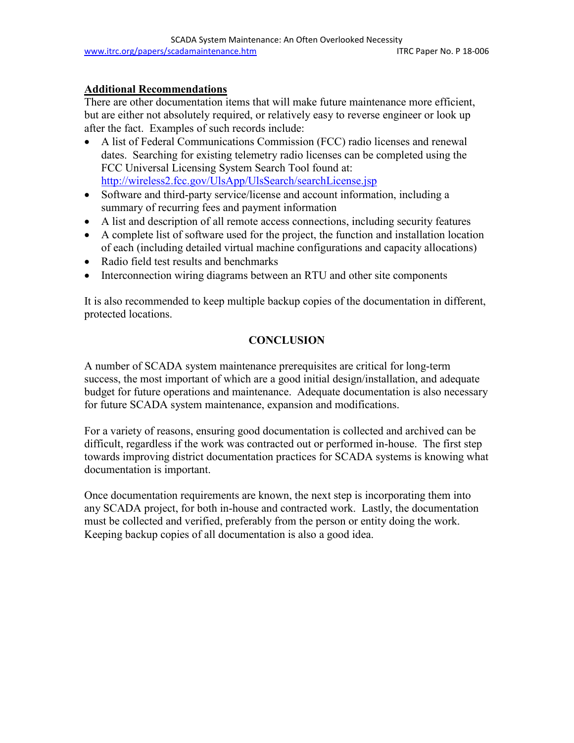**Additional Recommendations**

There are other documentation items that will make future maintenance more efficient, but are either not absolutely required, or relatively easy to reverse engineer or look up after the fact. Examples of such records include:

- A list of Federal Communications Commission (FCC) radio licenses and renewal dates. Searching for existing telemetry radio licenses can be completed using the FCC Universal Licensing System Search Tool found at: http://wireless2.fcc.gov/UlsApp/UlsSearch/searchLicense.jsp
- Software and third-party service/license and account information, including a summary of recurring fees and payment information
- A list and description of all remote access connections, including security features
- A complete list of software used for the project, the function and installation location of each (including detailed virtual machine configurations and capacity allocations)
- Radio field test results and benchmarks
- Interconnection wiring diagrams between an RTU and other site components

It is also recommended to keep multiple backup copies of the documentation in different, protected locations.

## CONCLUSION

A number of SCADA system maintenance prerequisites are critical for long-term success, the most important of which are a good initial design/installation, and adequate budget for future operations and maintenance. Adequate documentation is also necessary for future SCADA system maintenance, expansion and modifications.

For a variety of reasons, ensuring good documentation is collected and archived can be difficult, regardless if the work was contracted out or performed in-house. The first step towards improving district documentation practices for SCADA systems is knowing what documentation is important.

Once documentation requirements are known, the next step is incorporating them into any SCADA project, for both in-house and contracted work. Lastly, the documentation must be collected and verified, preferably from the person or entity doing the work. Keeping backup copies of all documentation is also a good idea.